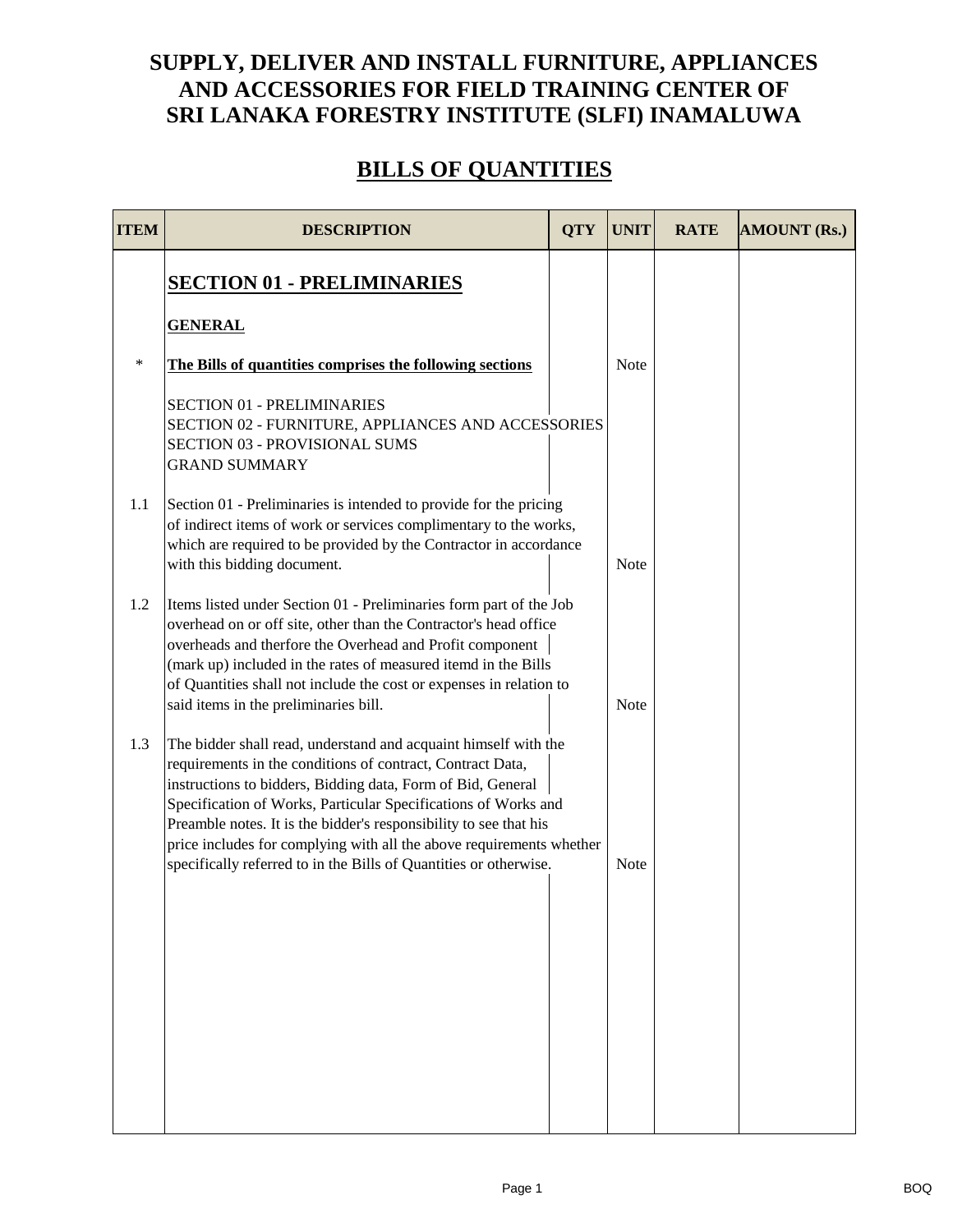# SUPPLY, DELIVER AND INSTALL FURNITURE, APPLIANCES AND ACCESSORIES FOR FIELD TRAINING CENTER OF SRI LANAKA FORESTRY INSTITUTE (SLFI) INAMALUWA

## BILLS OF QUANTITIES

| ITEM | DESCRIPTION | QTY | UNIT | RATE | AMOUNT (Rs.) |
|---|---|---|---|---|---|
| | **SECTION 01 - PRELIMINARIES** | | | | |
| | **GENERAL** | | | | |
| * | **The Bills of quantities comprises the following sections** | | Note | | |
| | SECTION 01 - PRELIMINARIES<br>SECTION 02 - FURNITURE, APPLIANCES AND ACCESSORIES<br>SECTION 03 - PROVISIONAL SUMS<br>GRAND SUMMARY | | | | |
| 1.1 | Section 01 - Preliminaries is intended to provide for the pricing of indirect items of work or services complimentary to the works, which are required to be provided by the Contractor in accordance with this bidding document. | | Note | | |
| 1.2 | Items listed under Section 01 - Preliminaries form part of the Job overhead on or off site, other than the Contractor's head office overheads and therfore the Overhead and Profit component (mark up) included in the rates of measured itemd in the Bills of Quantities shall not include the cost or expenses in relation to said items in the preliminaries bill. | | Note | | |
| 1.3 | The bidder shall read, understand and acquaint himself with the requirements in the conditions of contract, Contract Data, instructions to bidders, Bidding data, Form of Bid, General Specification of Works, Particular Specifications of Works and Preamble notes. It is the bidder's responsibility to see that his price includes for complying with all the above requirements whether specifically referred to in the Bills of Quantities or otherwise. | | Note | | |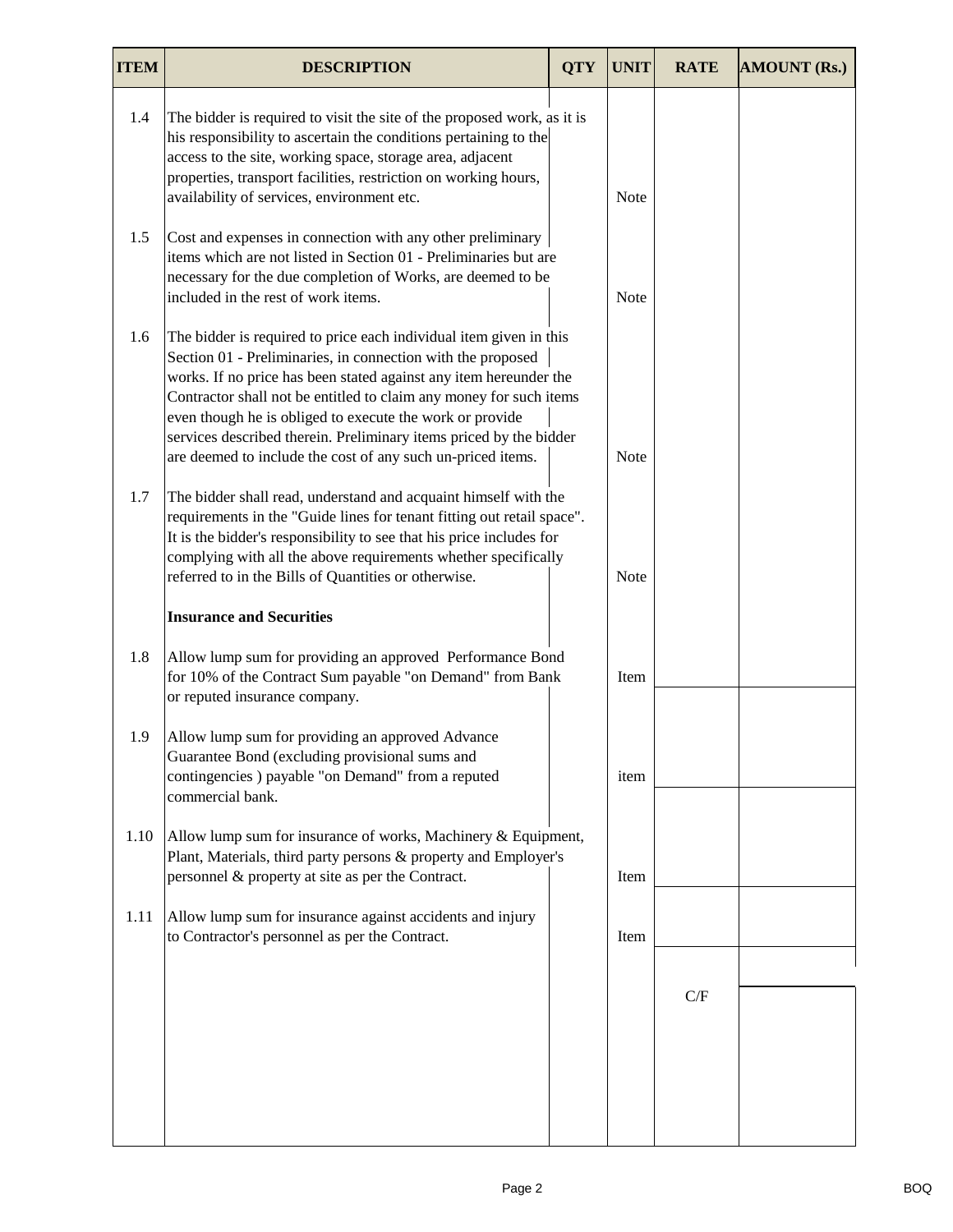| ITEM | DESCRIPTION | QTY | UNIT | RATE | AMOUNT (Rs.) |
|---|---|---|---|---|---|
| 1.4 | The bidder is required to visit the site of the proposed work, as it is his responsibility to ascertain the conditions pertaining to the access to the site, working space, storage area, adjacent properties, transport facilities, restriction on working hours, availability of services, environment etc. | | Note | | |
| 1.5 | Cost and expenses in connection with any other preliminary items which are not listed in Section 01 - Preliminaries but are necessary for the due completion of Works, are deemed to be included in the rest of work items. | | Note | | |
| 1.6 | The bidder is required to price each individual item given in this Section 01 - Preliminaries, in connection with the proposed works. If no price has been stated against any item hereunder the Contractor shall not be entitled to claim any money for such items even though he is obliged to execute the work or provide services described therein. Preliminary items priced by the bidder are deemed to include the cost of any such un-priced items. | | Note | | |
| 1.7 | The bidder shall read, understand and acquaint himself with the requirements in the "Guide lines for tenant fitting out retail space". It is the bidder's responsibility to see that his price includes for complying with all the above requirements whether specifically referred to in the Bills of Quantities or otherwise. | | Note | | |
| | **Insurance and Securities** | | | | |
| 1.8 | Allow lump sum for providing an approved Performance Bond for 10% of the Contract Sum payable "on Demand" from Bank or reputed insurance company. | | Item | | |
| 1.9 | Allow lump sum for providing an approved Advance Guarantee Bond (excluding provisional sums and contingencies ) payable "on Demand" from a reputed commercial bank. | | item | | |
| 1.10 | Allow lump sum for insurance of works, Machinery & Equipment, Plant, Materials, third party persons & property and Employer's personnel & property at site as per the Contract. | | Item | | |
| 1.11 | Allow lump sum for insurance against accidents and injury to Contractor's personnel as per the Contract. | | Item | | |
| | | | | C/F | |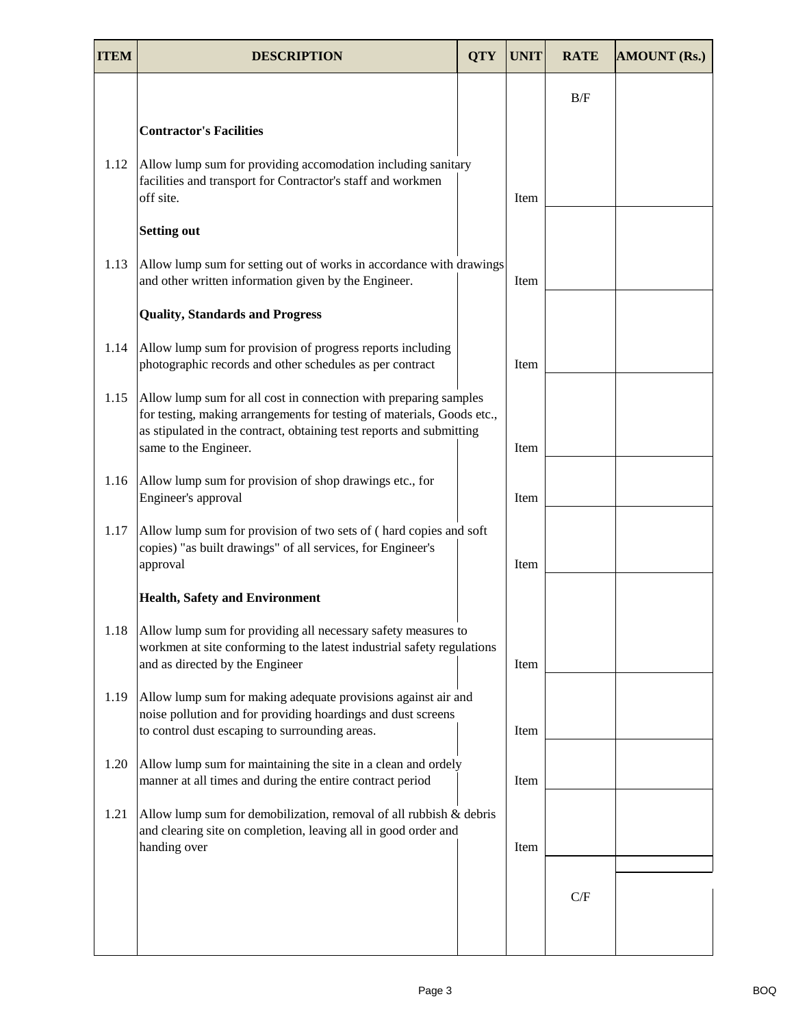| ITEM | DESCRIPTION | QTY | UNIT | RATE | AMOUNT (Rs.) |
|---|---|---|---|---|---|
| | | | | B/F | |
| | **Contractor's Facilities** | | | | |
| 1.12 | Allow lump sum for providing accomodation including sanitary facilities and transport for Contractor's staff and workmen off site. | | Item | | |
| | **Setting out** | | | | |
| 1.13 | Allow lump sum for setting out of works in accordance with drawings and other written information given by the Engineer. | | Item | | |
| | **Quality, Standards and Progress** | | | | |
| 1.14 | Allow lump sum for provision of progress reports including photographic records and other schedules as per contract | | Item | | |
| 1.15 | Allow lump sum for all cost in connection with preparing samples for testing, making arrangements for testing of materials, Goods etc., as stipulated in the contract, obtaining test reports and submitting same to the Engineer. | | Item | | |
| 1.16 | Allow lump sum for provision of shop drawings etc., for Engineer's approval | | Item | | |
| 1.17 | Allow lump sum for provision of two sets of ( hard copies and soft copies) "as built drawings" of all services, for Engineer's approval | | Item | | |
| | **Health, Safety and Environment** | | | | |
| 1.18 | Allow lump sum for providing all necessary safety measures to workmen at site conforming to the latest industrial safety regulations and as directed by the Engineer | | Item | | |
| 1.19 | Allow lump sum for making adequate provisions against air and noise pollution and for providing hoardings and dust screens to control dust escaping to surrounding areas. | | Item | | |
| 1.20 | Allow lump sum for maintaining the site in a clean and ordely manner at all times and during the entire contract period | | Item | | |
| 1.21 | Allow lump sum for demobilization, removal of all rubbish & debris and clearing site on completion, leaving all in good order and handing over | | Item | | |
| | | | | C/F | |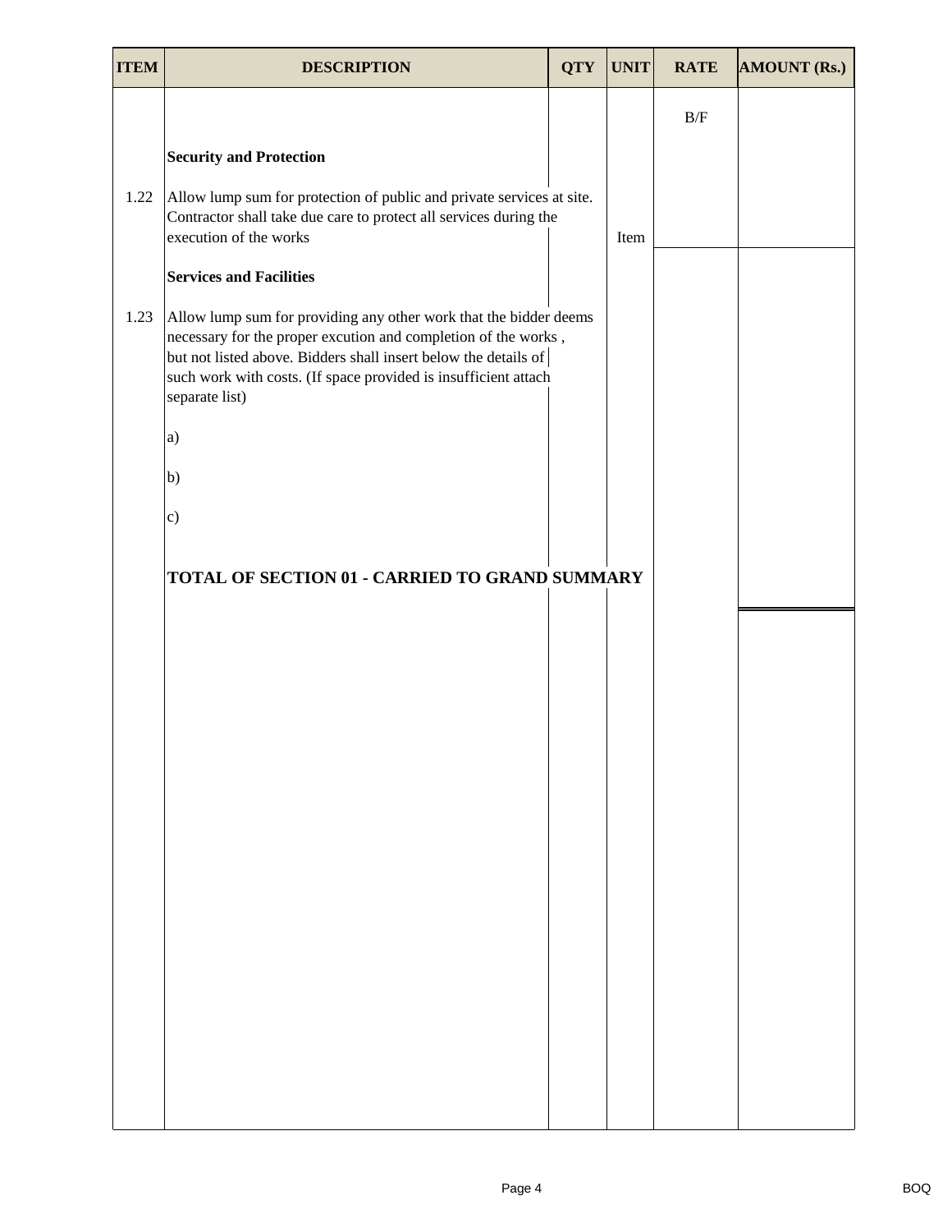| ITEM | DESCRIPTION | QTY | UNIT | RATE | AMOUNT (Rs.) |
|---|---|---|---|---|---|
| | | | | B/F | |
| | **Security and Protection** | | | | |
| 1.22 | Allow lump sum for protection of public and private services at site. Contractor shall take due care to protect all services during the execution of the works | | Item | | |
| | **Services and Facilities** | | | | |
| 1.23 | Allow lump sum for providing any other work that the bidder deems necessary for the proper excution and completion of the works , but not listed above. Bidders shall insert below the details of such work with costs. (If space provided is insufficient attach separate list) | | | | |
| | a) | | | | |
| | b) | | | | |
| | c) | | | | |
| | **TOTAL OF SECTION 01 - CARRIED TO GRAND SUMMARY** | | | | |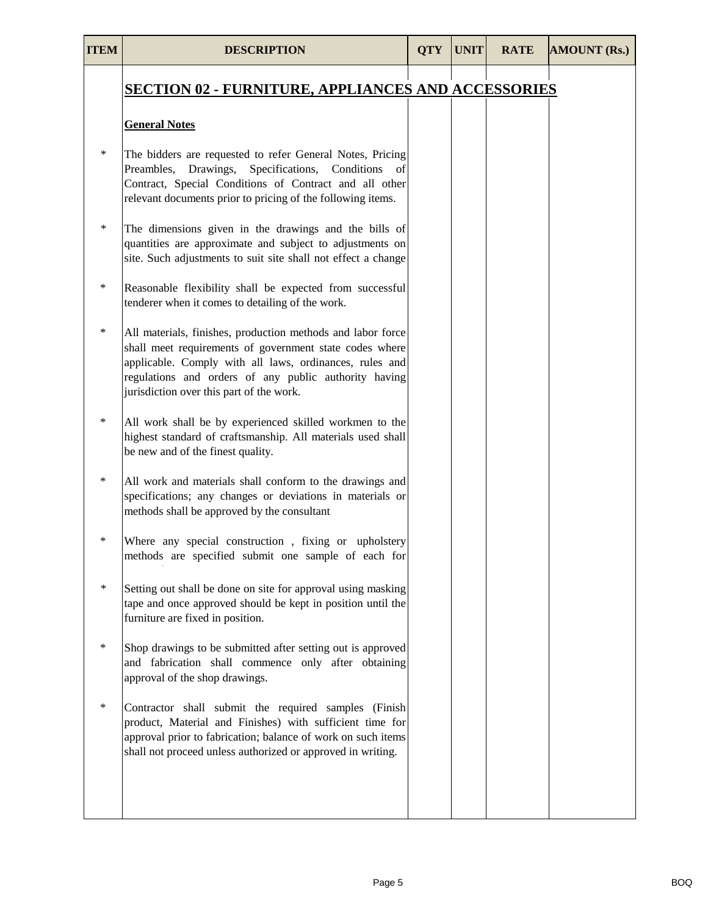| ITEM | DESCRIPTION | QTY | UNIT | RATE | AMOUNT (Rs.) |
|---|---|---|---|---|---|
| | **SECTION 02 - FURNITURE, APPLIANCES AND ACCESSORIES** | | | | |
| | **General Notes** | | | | |
| * | The bidders are requested to refer General Notes, Pricing Preambles, Drawings, Specifications, Conditions of Contract, Special Conditions of Contract and all other relevant documents prior to pricing of the following items. | | | | |
| * | The dimensions given in the drawings and the bills of quantities are approximate and subject to adjustments on site. Such adjustments to suit site shall not effect a change | | | | |
| * | Reasonable flexibility shall be expected from successful tenderer when it comes to detailing of the work. | | | | |
| * | All materials, finishes, production methods and labor force shall meet requirements of government state codes where applicable. Comply with all laws, ordinances, rules and regulations and orders of any public authority having jurisdiction over this part of the work. | | | | |
| * | All work shall be by experienced skilled workmen to the highest standard of craftsmanship. All materials used shall be new and of the finest quality. | | | | |
| * | All work and materials shall conform to the drawings and specifications; any changes or deviations in materials or methods shall be approved by the consultant | | | | |
| * | Where any special construction , fixing or upholstery methods are specified submit one sample of each for | | | | |
| * | Setting out shall be done on site for approval using masking tape and once approved should be kept in position until the furniture are fixed in position. | | | | |
| * | Shop drawings to be submitted after setting out is approved and fabrication shall commence only after obtaining approval of the shop drawings. | | | | |
| * | Contractor shall submit the required samples (Finish product, Material and Finishes) with sufficient time for approval prior to fabrication; balance of work on such items shall not proceed unless authorized or approved in writing. | | | | |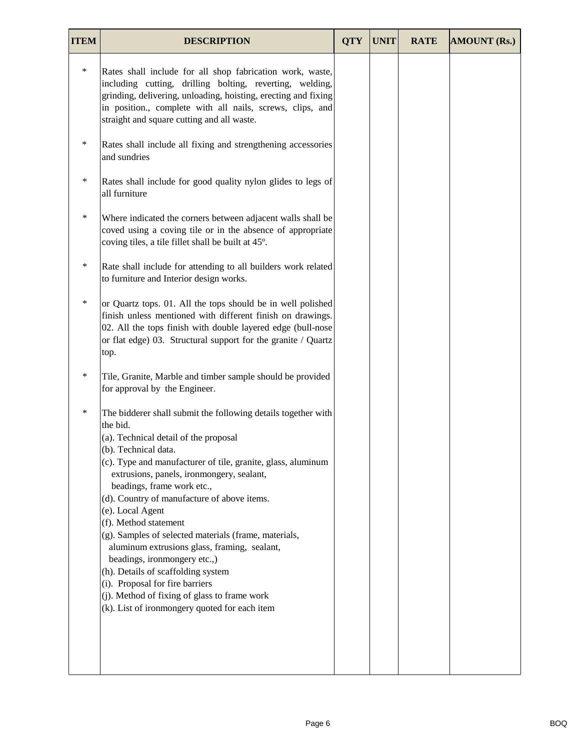| ITEM | DESCRIPTION | QTY | UNIT | RATE | AMOUNT (Rs.) |
|---|---|---|---|---|---|
| * | Rates shall include for all shop fabrication work, waste, including cutting, drilling bolting, reverting, welding, grinding, delivering, unloading, hoisting, erecting and fixing in position., complete with all nails, screws, clips, and straight and square cutting and all waste. | | | | |
| * | Rates shall include all fixing and strengthening accessories and sundries | | | | |
| * | Rates shall include for good quality nylon glides to legs of all furniture | | | | |
| * | Where indicated the corners between adjacent walls shall be coved using a coving tile or in the absence of appropriate coving tiles, a tile fillet shall be built at 45º. | | | | |
| * | Rate shall include for attending to all builders work related to furniture and Interior design works. | | | | |
| * | or Quartz tops. 01. All the tops should be in well polished finish unless mentioned with different finish on drawings. 02. All the tops finish with double layered edge (bull-nose or flat edge) 03. Structural support for the granite / Quartz top. | | | | |
| * | Tile, Granite, Marble and timber sample should be provided for approval by the Engineer. | | | | |
| * | The bidderer shall submit the following details together with the bid.<br>(a). Technical detail of the proposal<br>(b). Technical data.<br>(c). Type and manufacturer of tile, granite, glass, aluminum extrusions, panels, ironmongery, sealant, beadings, frame work etc.,<br>(d). Country of manufacture of above items.<br>(e). Local Agent<br>(f). Method statement<br>(g). Samples of selected materials (frame, materials, aluminum extrusions glass, framing, sealant, beadings, ironmongery etc.,)<br>(h). Details of scaffolding system<br>(i). Proposal for fire barriers<br>(j). Method of fixing of glass to frame work<br>(k). List of ironmongery quoted for each item | | | | |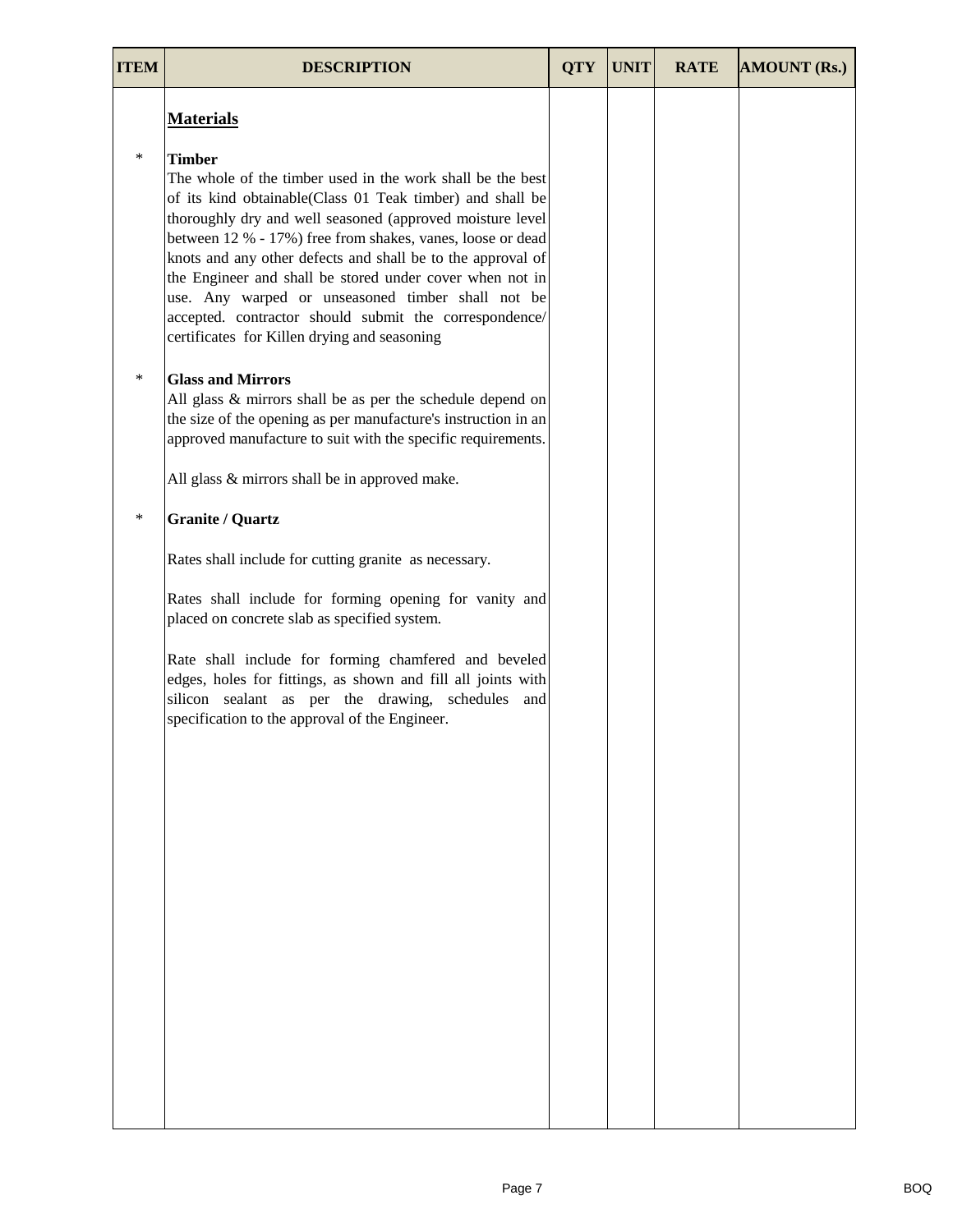| ITEM | DESCRIPTION | QTY | UNIT | RATE | AMOUNT (Rs.) |
|---|---|---|---|---|---|
| | **<u>Materials</u>** | | | | |
| * | **Timber**<br>The whole of the timber used in the work shall be the best of its kind obtainable(Class 01 Teak timber) and shall be thoroughly dry and well seasoned (approved moisture level between 12 % - 17%) free from shakes, vanes, loose or dead knots and any other defects and shall be to the approval of the Engineer and shall be stored under cover when not in use. Any warped or unseasoned timber shall not be accepted. contractor should submit the correspondence/ certificates for Killen drying and seasoning | | | | |
| * | **Glass and Mirrors**<br>All glass & mirrors shall be as per the schedule depend on the size of the opening as per manufacture's instruction in an approved manufacture to suit with the specific requirements.<br><br>All glass & mirrors shall be in approved make. | | | | |
| * | **Granite / Quartz**<br><br>Rates shall include for cutting granite as necessary.<br><br>Rates shall include for forming opening for vanity and placed on concrete slab as specified system.<br><br>Rate shall include for forming chamfered and beveled edges, holes for fittings, as shown and fill all joints with silicon sealant as per the drawing, schedules and specification to the approval of the Engineer. | | | | |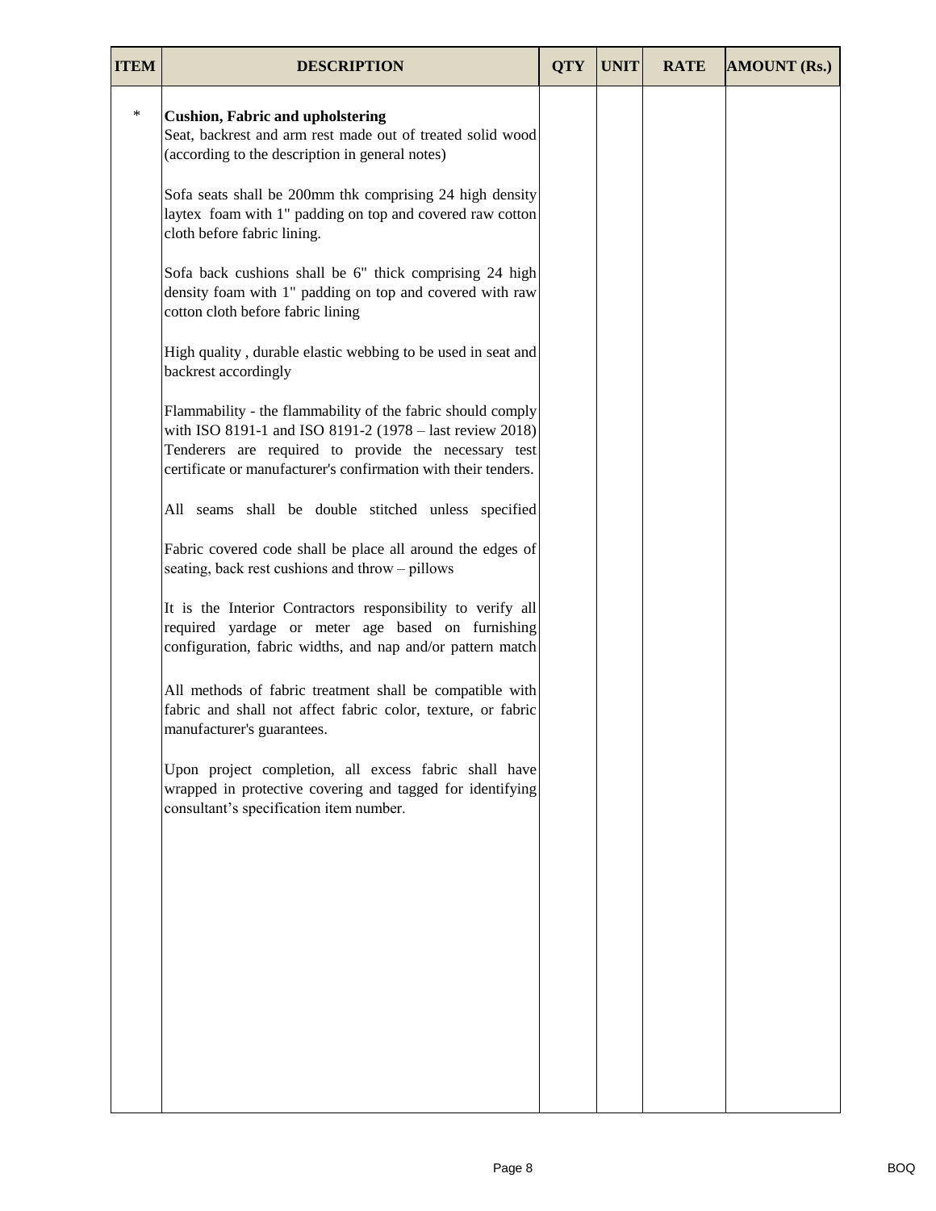| ITEM | DESCRIPTION | QTY | UNIT | RATE | AMOUNT (Rs.) |
|---|---|---|---|---|---|
| * | **Cushion, Fabric and upholstering**<br>Seat, backrest and arm rest made out of treated solid wood (according to the description in general notes)<br><br>Sofa seats shall be 200mm thk comprising 24 high density laytex foam with 1" padding on top and covered raw cotton cloth before fabric lining.<br><br>Sofa back cushions shall be 6" thick comprising 24 high density foam with 1" padding on top and covered with raw cotton cloth before fabric lining<br><br>High quality , durable elastic webbing to be used in seat and backrest accordingly<br><br>Flammability - the flammability of the fabric should comply with ISO 8191-1 and ISO 8191-2 (1978 – last review 2018) Tenderers are required to provide the necessary test certificate or manufacturer's confirmation with their tenders.<br><br>All seams shall be double stitched unless specified<br><br>Fabric covered code shall be place all around the edges of seating, back rest cushions and throw – pillows<br><br>It is the Interior Contractors responsibility to verify all required yardage or meter age based on furnishing configuration, fabric widths, and nap and/or pattern match<br><br>All methods of fabric treatment shall be compatible with fabric and shall not affect fabric color, texture, or fabric manufacturer's guarantees.<br><br>Upon project completion, all excess fabric shall have wrapped in protective covering and tagged for identifying consultant's specification item number. | | | | |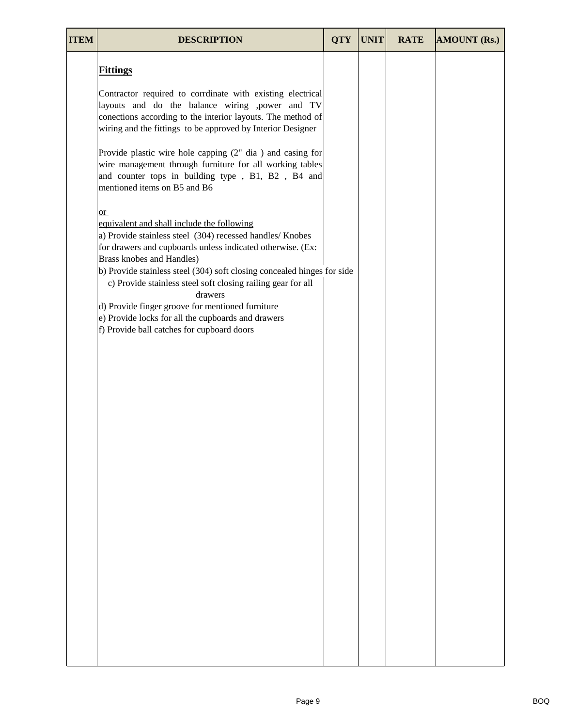| ITEM | DESCRIPTION | QTY | UNIT | RATE | AMOUNT (Rs.) |
|---|---|---|---|---|---|
| | **Fittings** | | | | |
| | Contractor required to corrdinate with existing electrical layouts and do the balance wiring ,power and TV conections according to the interior layouts. The method of wiring and the fittings to be approved by Interior Designer | | | | |
| | Provide plastic wire hole capping (2" dia ) and casing for wire management through furniture for all working tables and counter tops in building type , B1, B2 , B4 and mentioned items on B5 and B6 | | | | |
| | or<br>equivalent and shall include the following<br>a) Provide stainless steel (304) recessed handles/ Knobes for drawers and cupboards unless indicated otherwise. (Ex: Brass knobes and Handles)<br>b) Provide stainless steel (304) soft closing concealed hinges for side<br>c) Provide stainless steel soft closing railing gear for all drawers<br>d) Provide finger groove for mentioned furniture<br>e) Provide locks for all the cupboards and drawers<br>f) Provide ball catches for cupboard doors | | | | |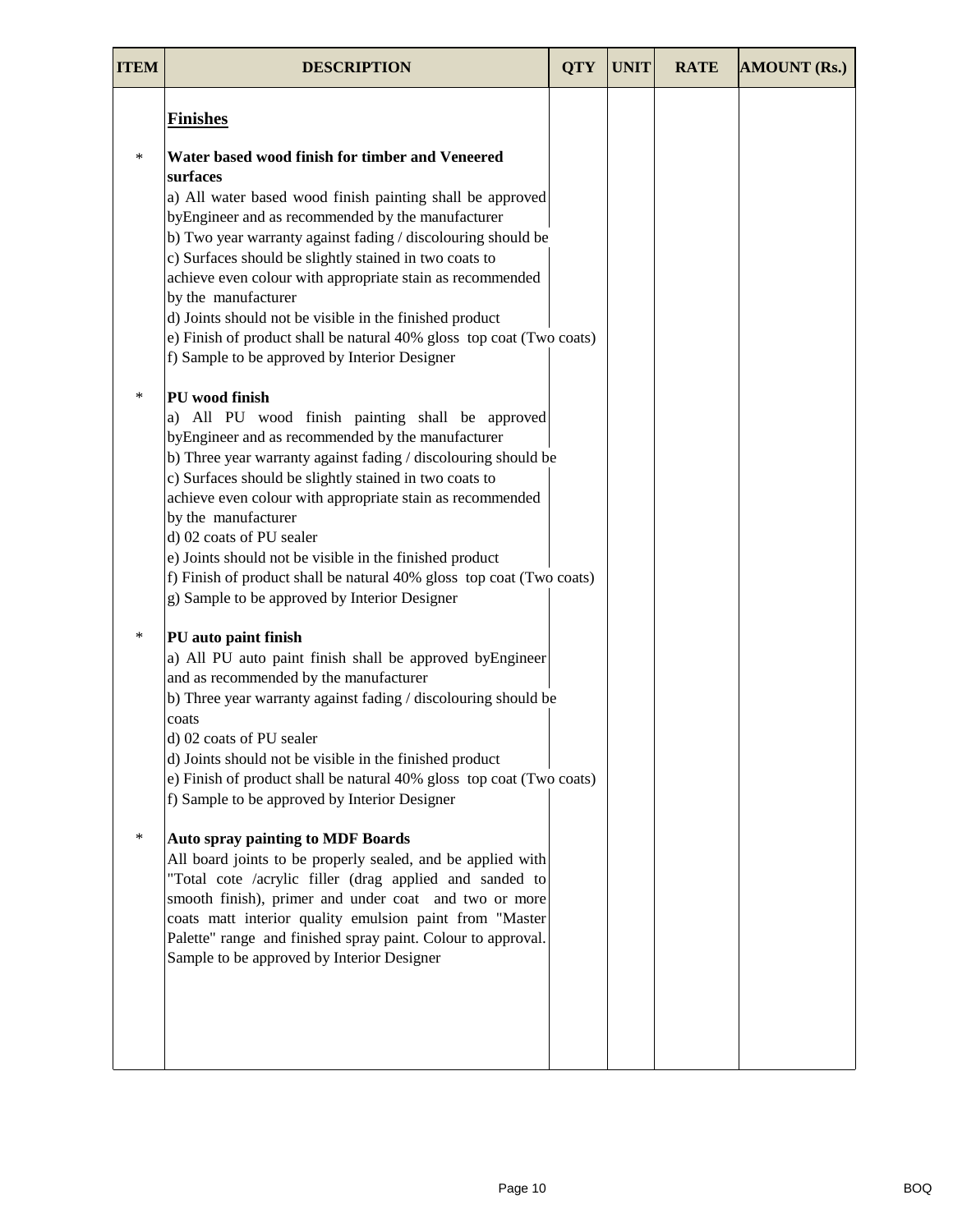| ITEM | DESCRIPTION | QTY | UNIT | RATE | AMOUNT (Rs.) |
|---|---|---|---|---|---|
| | **Finishes** | | | | |
| * | **Water based wood finish for timber and Veneered surfaces**<br>a) All water based wood finish painting shall be approved byEngineer and as recommended by the manufacturer<br>b) Two year warranty against fading / discolouring should be<br>c) Surfaces should be slightly stained in two coats to achieve even colour with appropriate stain as recommended by the manufacturer<br>d) Joints should not be visible in the finished product<br>e) Finish of product shall be natural 40% gloss top coat (Two coats)<br>f) Sample to be approved by Interior Designer | | | | |
| * | **PU wood finish**<br>a) All PU wood finish painting shall be approved byEngineer and as recommended by the manufacturer<br>b) Three year warranty against fading / discolouring should be<br>c) Surfaces should be slightly stained in two coats to achieve even colour with appropriate stain as recommended by the manufacturer<br>d) 02 coats of PU sealer<br>e) Joints should not be visible in the finished product<br>f) Finish of product shall be natural 40% gloss top coat (Two coats)<br>g) Sample to be approved by Interior Designer | | | | |
| * | **PU auto paint finish**<br>a) All PU auto paint finish shall be approved byEngineer and as recommended by the manufacturer<br>b) Three year warranty against fading / discolouring should be coats<br>d) 02 coats of PU sealer<br>d) Joints should not be visible in the finished product<br>e) Finish of product shall be natural 40% gloss top coat (Two coats)<br>f) Sample to be approved by Interior Designer | | | | |
| * | **Auto spray painting to MDF Boards**<br>All board joints to be properly sealed, and be applied with "Total cote /acrylic filler (drag applied and sanded to smooth finish), primer and under coat and two or more coats matt interior quality emulsion paint from "Master Palette" range and finished spray paint. Colour to approval. Sample to be approved by Interior Designer | | | | |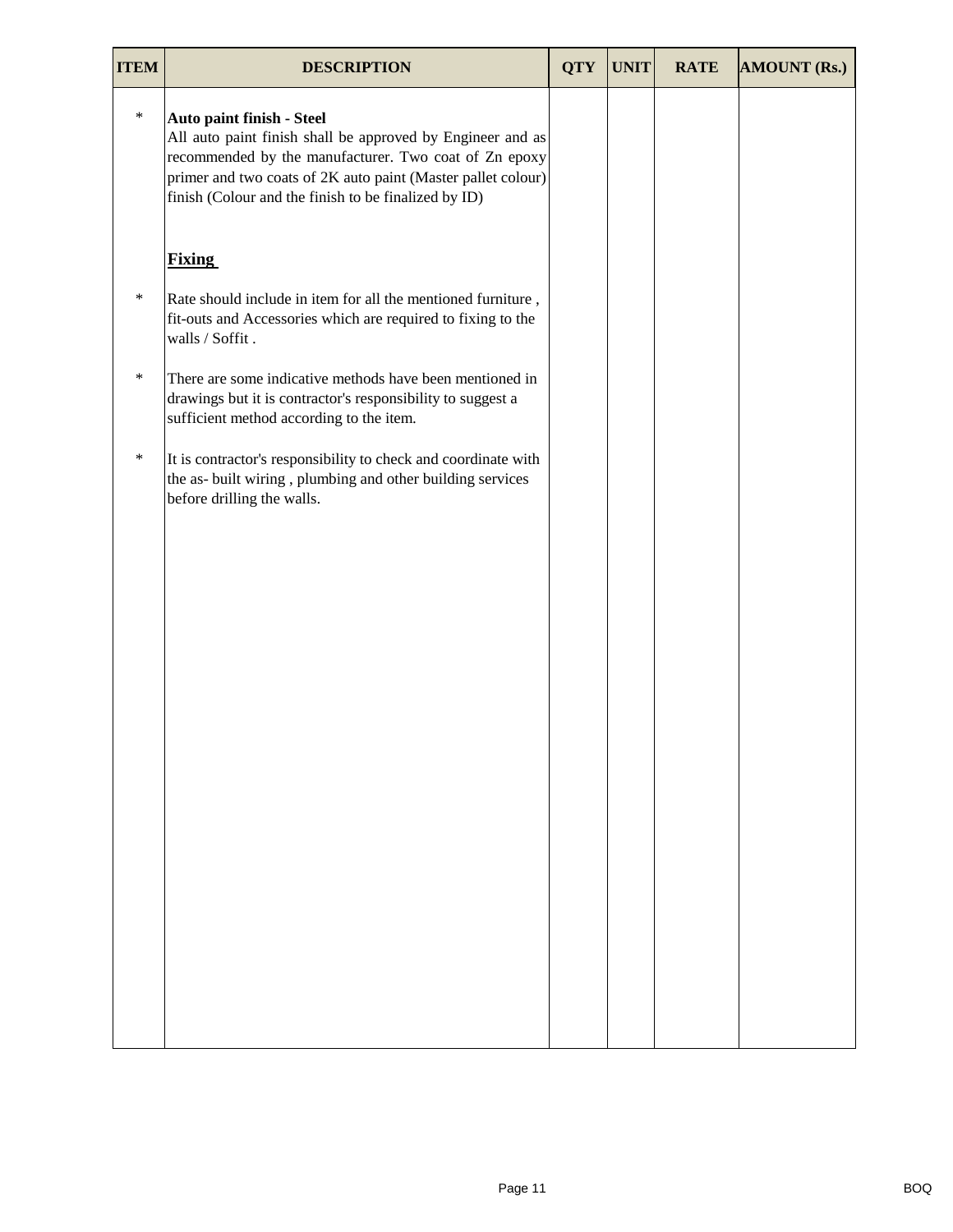| ITEM | DESCRIPTION | QTY | UNIT | RATE | AMOUNT (Rs.) |
|---|---|---|---|---|---|
| * | **Auto paint finish - Steel**<br>All auto paint finish shall be approved by Engineer and as recommended by the manufacturer. Two coat of Zn epoxy primer and two coats of 2K auto paint (Master pallet colour) finish (Colour and the finish to be finalized by ID) | | | | |
| | **<u>Fixing</u>** | | | | |
| * | Rate should include in item for all the mentioned furniture , fit-outs and Accessories which are required to fixing to the walls / Soffit . | | | | |
| * | There are some indicative methods have been mentioned in drawings but it is contractor's responsibility to suggest a sufficient method according to the item. | | | | |
| * | It is contractor's responsibility to check and coordinate with the as- built wiring , plumbing and other building services before drilling the walls. | | | | |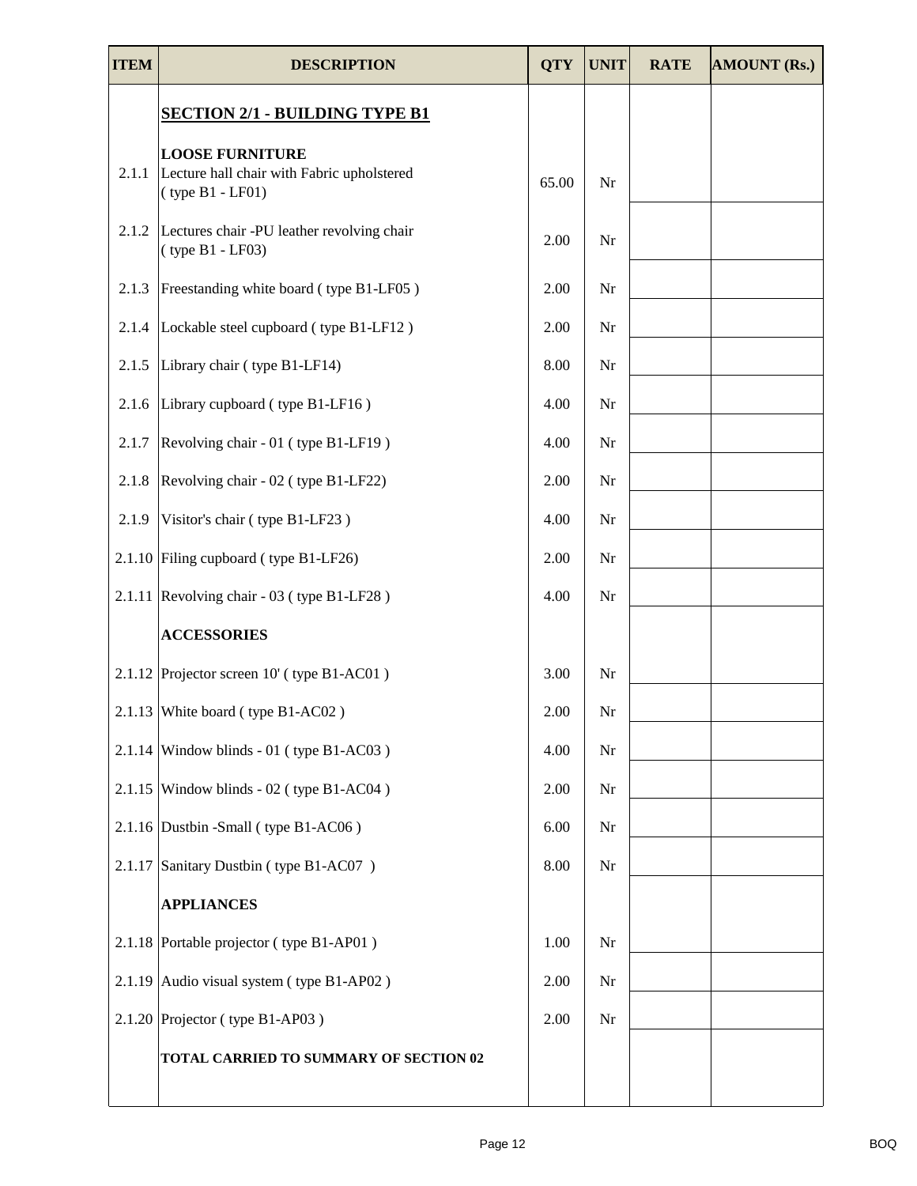| ITEM | DESCRIPTION | QTY | UNIT | RATE | AMOUNT (Rs.) |
|---|---|---|---|---|---|
| | **SECTION 2/1 - BUILDING TYPE B1** | | | | |
| | **LOOSE FURNITURE** | | | | |
| 2.1.1 | Lecture hall chair with Fabric upholstered ( type B1 - LF01) | 65.00 | Nr | | |
| 2.1.2 | Lectures chair -PU leather revolving chair ( type B1 - LF03) | 2.00 | Nr | | |
| 2.1.3 | Freestanding white board ( type B1-LF05 ) | 2.00 | Nr | | |
| 2.1.4 | Lockable steel cupboard ( type B1-LF12 ) | 2.00 | Nr | | |
| 2.1.5 | Library chair ( type B1-LF14) | 8.00 | Nr | | |
| 2.1.6 | Library cupboard ( type B1-LF16 ) | 4.00 | Nr | | |
| 2.1.7 | Revolving chair - 01 ( type B1-LF19 ) | 4.00 | Nr | | |
| 2.1.8 | Revolving chair - 02 ( type B1-LF22) | 2.00 | Nr | | |
| 2.1.9 | Visitor's chair ( type B1-LF23 ) | 4.00 | Nr | | |
| 2.1.10 | Filing cupboard ( type B1-LF26) | 2.00 | Nr | | |
| 2.1.11 | Revolving chair - 03 ( type B1-LF28 ) | 4.00 | Nr | | |
| | **ACCESSORIES** | | | | |
| 2.1.12 | Projector screen 10' ( type B1-AC01 ) | 3.00 | Nr | | |
| 2.1.13 | White board ( type B1-AC02 ) | 2.00 | Nr | | |
| 2.1.14 | Window blinds - 01 ( type B1-AC03 ) | 4.00 | Nr | | |
| 2.1.15 | Window blinds - 02 ( type B1-AC04 ) | 2.00 | Nr | | |
| 2.1.16 | Dustbin -Small ( type B1-AC06 ) | 6.00 | Nr | | |
| 2.1.17 | Sanitary Dustbin ( type B1-AC07 ) | 8.00 | Nr | | |
| | **APPLIANCES** | | | | |
| 2.1.18 | Portable projector ( type B1-AP01 ) | 1.00 | Nr | | |
| 2.1.19 | Audio visual system ( type B1-AP02 ) | 2.00 | Nr | | |
| 2.1.20 | Projector ( type B1-AP03 ) | 2.00 | Nr | | |
| | **TOTAL CARRIED TO SUMMARY OF SECTION 02** | | | | |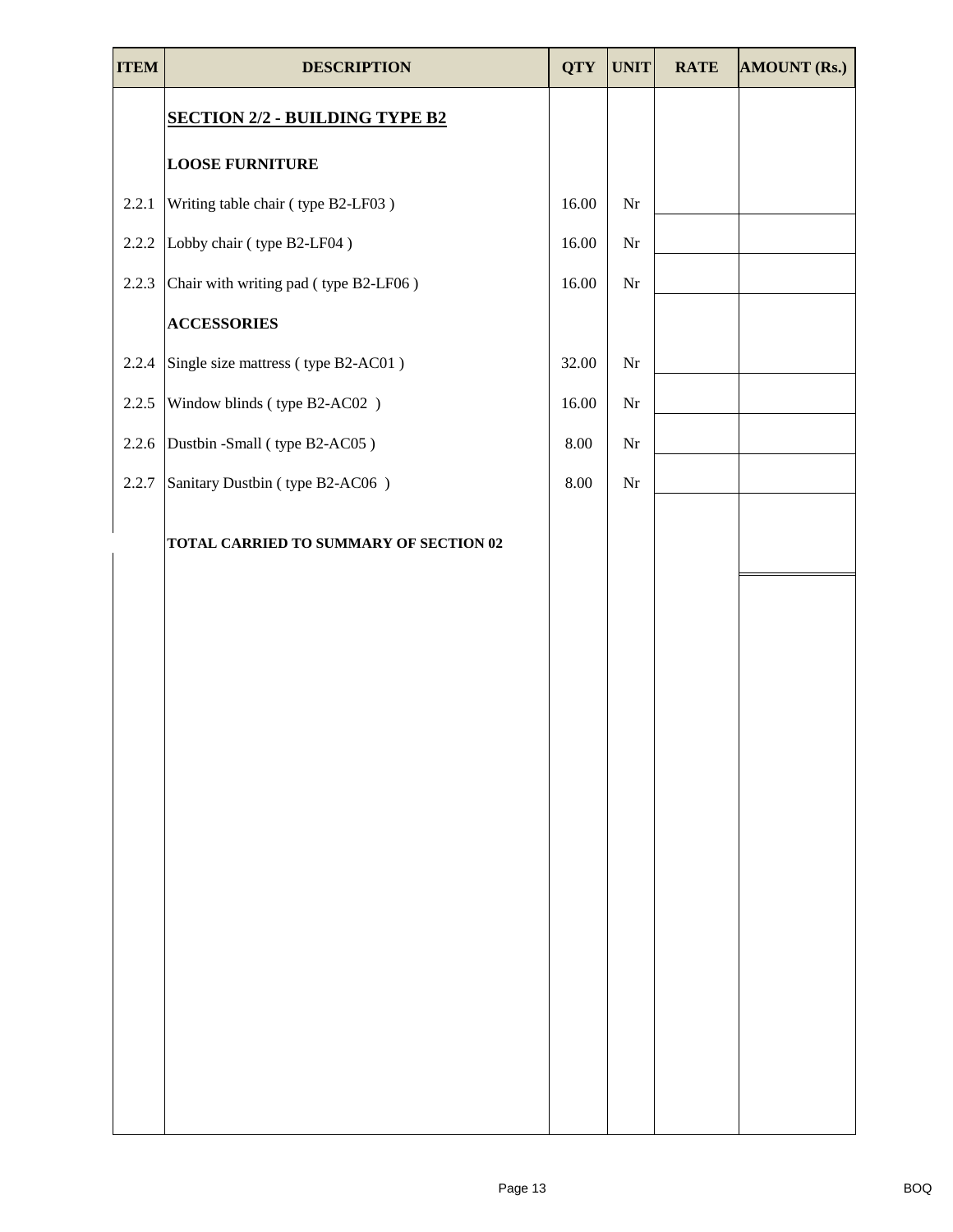| ITEM | DESCRIPTION | QTY | UNIT | RATE | AMOUNT (Rs.) |
|---|---|---|---|---|---|
| | **SECTION 2/2 - BUILDING TYPE B2** | | | | |
| | **LOOSE FURNITURE** | | | | |
| 2.2.1 | Writing table chair ( type B2-LF03 ) | 16.00 | Nr | | |
| 2.2.2 | Lobby chair ( type B2-LF04 ) | 16.00 | Nr | | |
| 2.2.3 | Chair with writing pad ( type B2-LF06 ) | 16.00 | Nr | | |
| | **ACCESSORIES** | | | | |
| 2.2.4 | Single size mattress ( type B2-AC01 ) | 32.00 | Nr | | |
| 2.2.5 | Window blinds ( type B2-AC02 ) | 16.00 | Nr | | |
| 2.2.6 | Dustbin -Small ( type B2-AC05 ) | 8.00 | Nr | | |
| 2.2.7 | Sanitary Dustbin ( type B2-AC06 ) | 8.00 | Nr | | |
| | **TOTAL CARRIED TO SUMMARY OF SECTION 02** | | | | |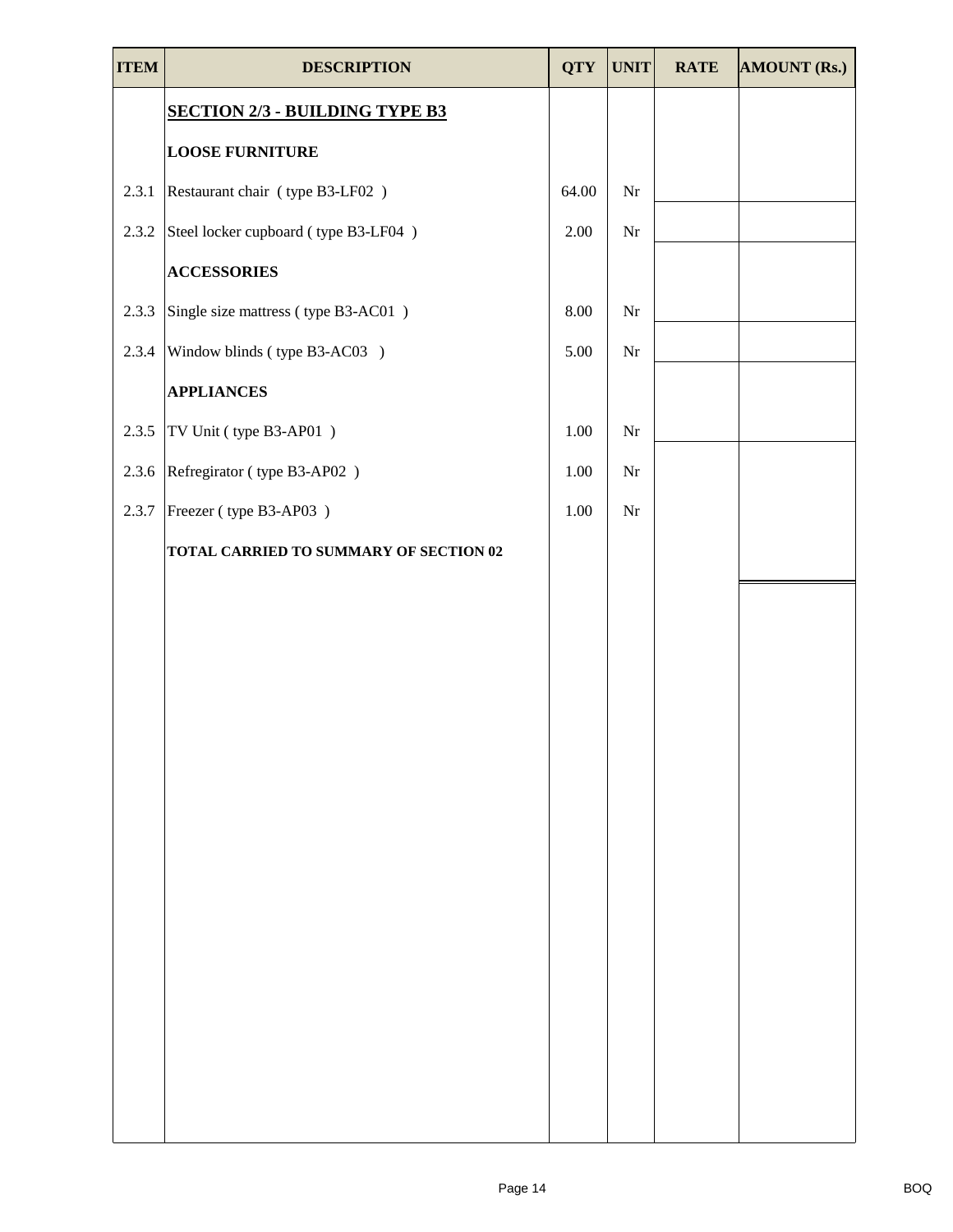| ITEM | DESCRIPTION | QTY | UNIT | RATE | AMOUNT (Rs.) |
|---|---|---|---|---|---|
| | **SECTION 2/3 - BUILDING TYPE B3** | | | | |
| | **LOOSE FURNITURE** | | | | |
| 2.3.1 | Restaurant chair ( type B3-LF02 ) | 64.00 | Nr | | |
| 2.3.2 | Steel locker cupboard ( type B3-LF04 ) | 2.00 | Nr | | |
| | **ACCESSORIES** | | | | |
| 2.3.3 | Single size mattress ( type B3-AC01 ) | 8.00 | Nr | | |
| 2.3.4 | Window blinds ( type B3-AC03 ) | 5.00 | Nr | | |
| | **APPLIANCES** | | | | |
| 2.3.5 | TV Unit ( type B3-AP01 ) | 1.00 | Nr | | |
| 2.3.6 | Refregirator ( type B3-AP02 ) | 1.00 | Nr | | |
| 2.3.7 | Freezer ( type B3-AP03 ) | 1.00 | Nr | | |
| | **TOTAL CARRIED TO SUMMARY OF SECTION 02** | | | | |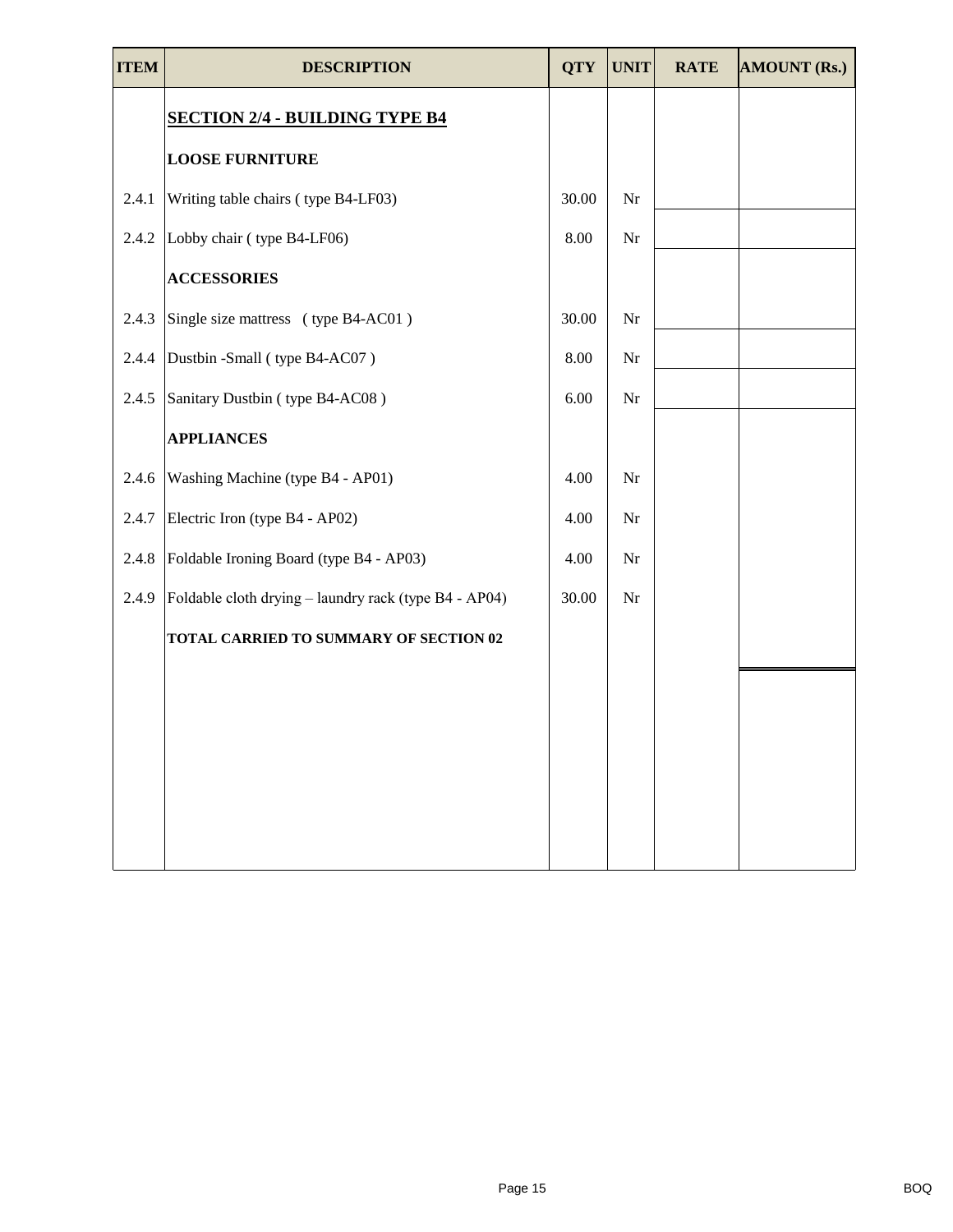| ITEM | DESCRIPTION | QTY | UNIT | RATE | AMOUNT (Rs.) |
|---|---|---|---|---|---|
| | **SECTION 2/4 - BUILDING TYPE B4** | | | | |
| | **LOOSE FURNITURE** | | | | |
| 2.4.1 | Writing table chairs ( type B4-LF03) | 30.00 | Nr | | |
| 2.4.2 | Lobby chair ( type B4-LF06) | 8.00 | Nr | | |
| | **ACCESSORIES** | | | | |
| 2.4.3 | Single size mattress ( type B4-AC01 ) | 30.00 | Nr | | |
| 2.4.4 | Dustbin -Small ( type B4-AC07 ) | 8.00 | Nr | | |
| 2.4.5 | Sanitary Dustbin ( type B4-AC08 ) | 6.00 | Nr | | |
| | **APPLIANCES** | | | | |
| 2.4.6 | Washing Machine (type B4 - AP01) | 4.00 | Nr | | |
| 2.4.7 | Electric Iron (type B4 - AP02) | 4.00 | Nr | | |
| 2.4.8 | Foldable Ironing Board (type B4 - AP03) | 4.00 | Nr | | |
| 2.4.9 | Foldable cloth drying – laundry rack (type B4 - AP04) | 30.00 | Nr | | |
| | **TOTAL CARRIED TO SUMMARY OF SECTION 02** | | | | |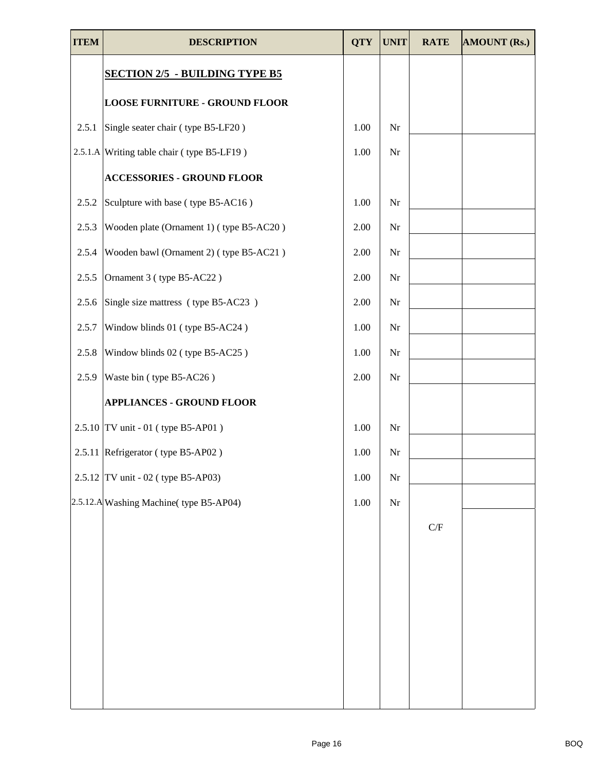| ITEM | DESCRIPTION | QTY | UNIT | RATE | AMOUNT (Rs.) |
|---|---|---|---|---|---|
| | **SECTION 2/5 - BUILDING TYPE B5** | | | | |
| | **LOOSE FURNITURE - GROUND FLOOR** | | | | |
| 2.5.1 | Single seater chair ( type B5-LF20 ) | 1.00 | Nr | | |
| 2.5.1.A | Writing table chair ( type B5-LF19 ) | 1.00 | Nr | | |
| | **ACCESSORIES - GROUND FLOOR** | | | | |
| 2.5.2 | Sculpture with base ( type B5-AC16 ) | 1.00 | Nr | | |
| 2.5.3 | Wooden plate (Ornament 1) ( type B5-AC20 ) | 2.00 | Nr | | |
| 2.5.4 | Wooden bawl (Ornament 2) ( type B5-AC21 ) | 2.00 | Nr | | |
| 2.5.5 | Ornament 3 ( type B5-AC22 ) | 2.00 | Nr | | |
| 2.5.6 | Single size mattress ( type B5-AC23 ) | 2.00 | Nr | | |
| 2.5.7 | Window blinds 01 ( type B5-AC24 ) | 1.00 | Nr | | |
| 2.5.8 | Window blinds 02 ( type B5-AC25 ) | 1.00 | Nr | | |
| 2.5.9 | Waste bin ( type B5-AC26 ) | 2.00 | Nr | | |
| | **APPLIANCES - GROUND FLOOR** | | | | |
| 2.5.10 | TV unit - 01 ( type B5-AP01 ) | 1.00 | Nr | | |
| 2.5.11 | Refrigerator ( type B5-AP02 ) | 1.00 | Nr | | |
| 2.5.12 | TV unit - 02 ( type B5-AP03) | 1.00 | Nr | | |
| 2.5.12.A | Washing Machine( type B5-AP04) | 1.00 | Nr | | |
| | | | | C/F | |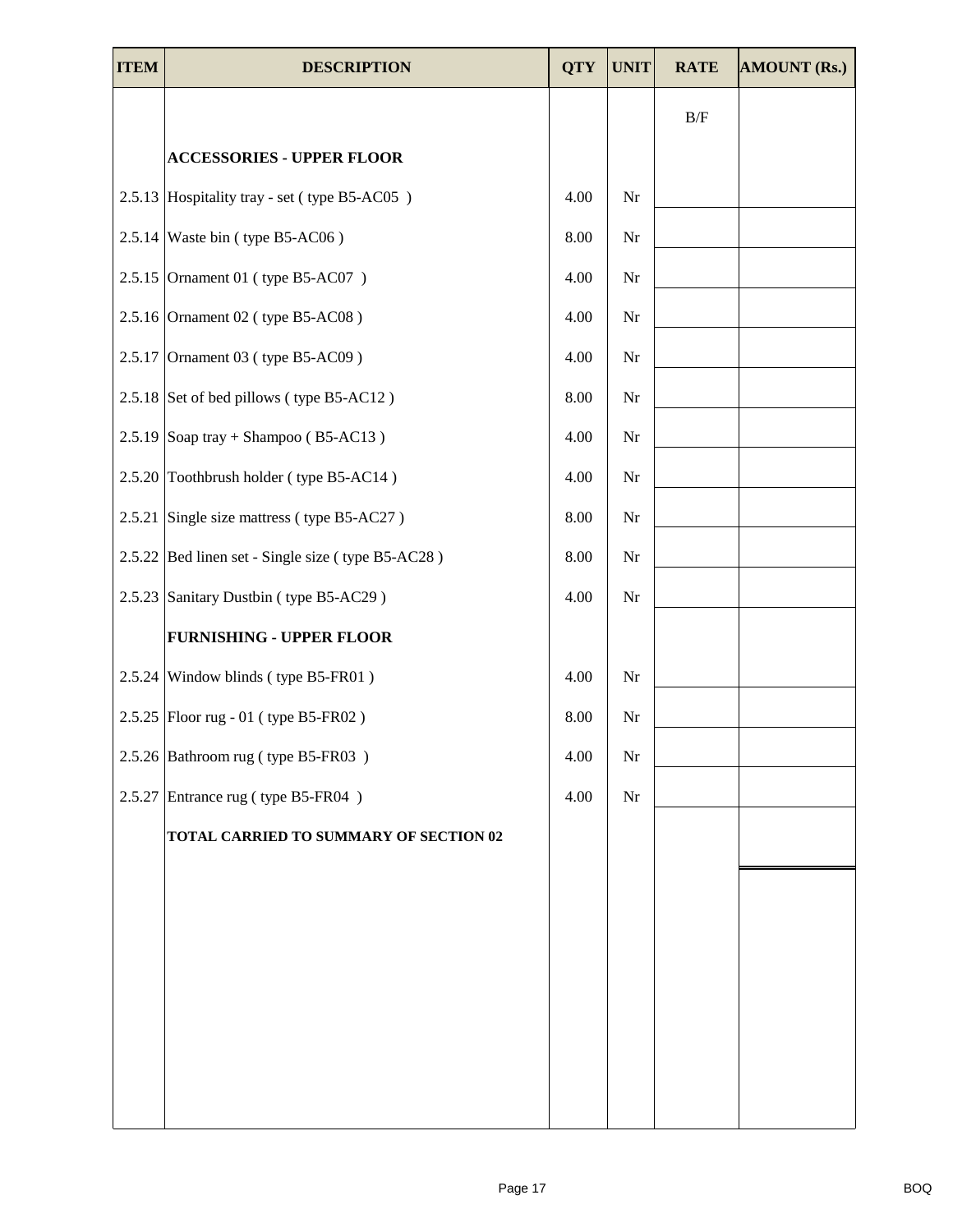| ITEM | DESCRIPTION | QTY | UNIT | RATE | AMOUNT (Rs.) |
|---|---|---|---|---|---|
| | | | | B/F | |
| | **ACCESSORIES - UPPER FLOOR** | | | | |
| 2.5.13 | Hospitality tray - set ( type B5-AC05 ) | 4.00 | Nr | | |
| 2.5.14 | Waste bin ( type B5-AC06 ) | 8.00 | Nr | | |
| 2.5.15 | Ornament 01 ( type B5-AC07 ) | 4.00 | Nr | | |
| 2.5.16 | Ornament 02 ( type B5-AC08 ) | 4.00 | Nr | | |
| 2.5.17 | Ornament 03 ( type B5-AC09 ) | 4.00 | Nr | | |
| 2.5.18 | Set of bed pillows ( type B5-AC12 ) | 8.00 | Nr | | |
| 2.5.19 | Soap tray + Shampoo ( B5-AC13 ) | 4.00 | Nr | | |
| 2.5.20 | Toothbrush holder ( type B5-AC14 ) | 4.00 | Nr | | |
| 2.5.21 | Single size mattress ( type B5-AC27 ) | 8.00 | Nr | | |
| 2.5.22 | Bed linen set - Single size ( type B5-AC28 ) | 8.00 | Nr | | |
| 2.5.23 | Sanitary Dustbin ( type B5-AC29 ) | 4.00 | Nr | | |
| | **FURNISHING - UPPER FLOOR** | | | | |
| 2.5.24 | Window blinds ( type B5-FR01 ) | 4.00 | Nr | | |
| 2.5.25 | Floor rug - 01 ( type B5-FR02 ) | 8.00 | Nr | | |
| 2.5.26 | Bathroom rug ( type B5-FR03 ) | 4.00 | Nr | | |
| 2.5.27 | Entrance rug ( type B5-FR04 ) | 4.00 | Nr | | |
| | **TOTAL CARRIED TO SUMMARY OF SECTION 02** | | | | |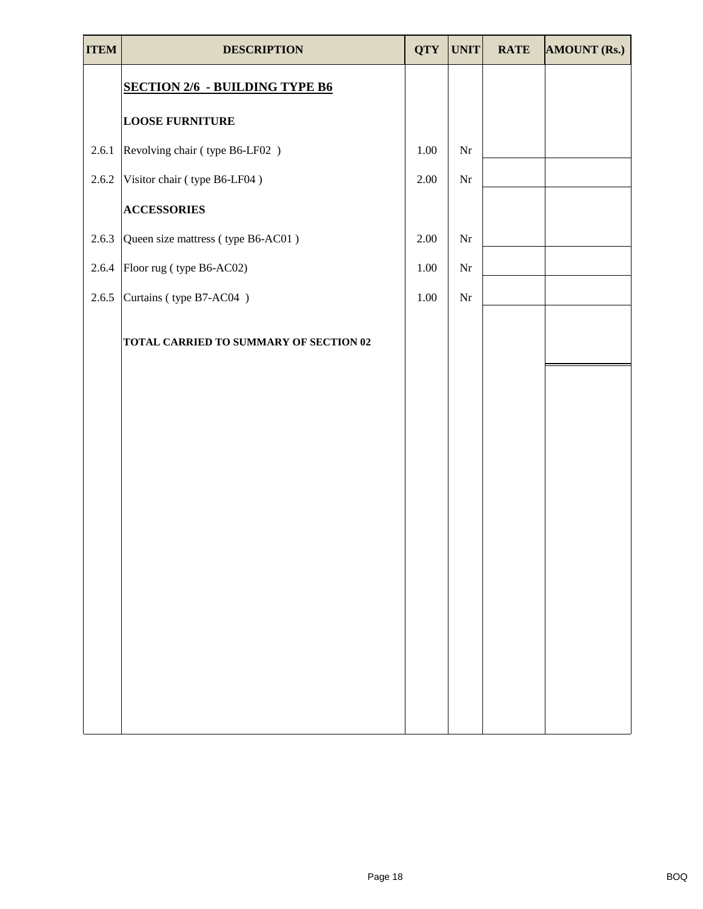| ITEM | DESCRIPTION | QTY | UNIT | RATE | AMOUNT (Rs.) |
|---|---|---|---|---|---|
| | **SECTION 2/6 - BUILDING TYPE B6** | | | | |
| | **LOOSE FURNITURE** | | | | |
| 2.6.1 | Revolving chair ( type B6-LF02 ) | 1.00 | Nr | | |
| 2.6.2 | Visitor chair ( type B6-LF04 ) | 2.00 | Nr | | |
| | **ACCESSORIES** | | | | |
| 2.6.3 | Queen size mattress ( type B6-AC01 ) | 2.00 | Nr | | |
| 2.6.4 | Floor rug ( type B6-AC02) | 1.00 | Nr | | |
| 2.6.5 | Curtains ( type B7-AC04 ) | 1.00 | Nr | | |
| | **TOTAL CARRIED TO SUMMARY OF SECTION 02** | | | | |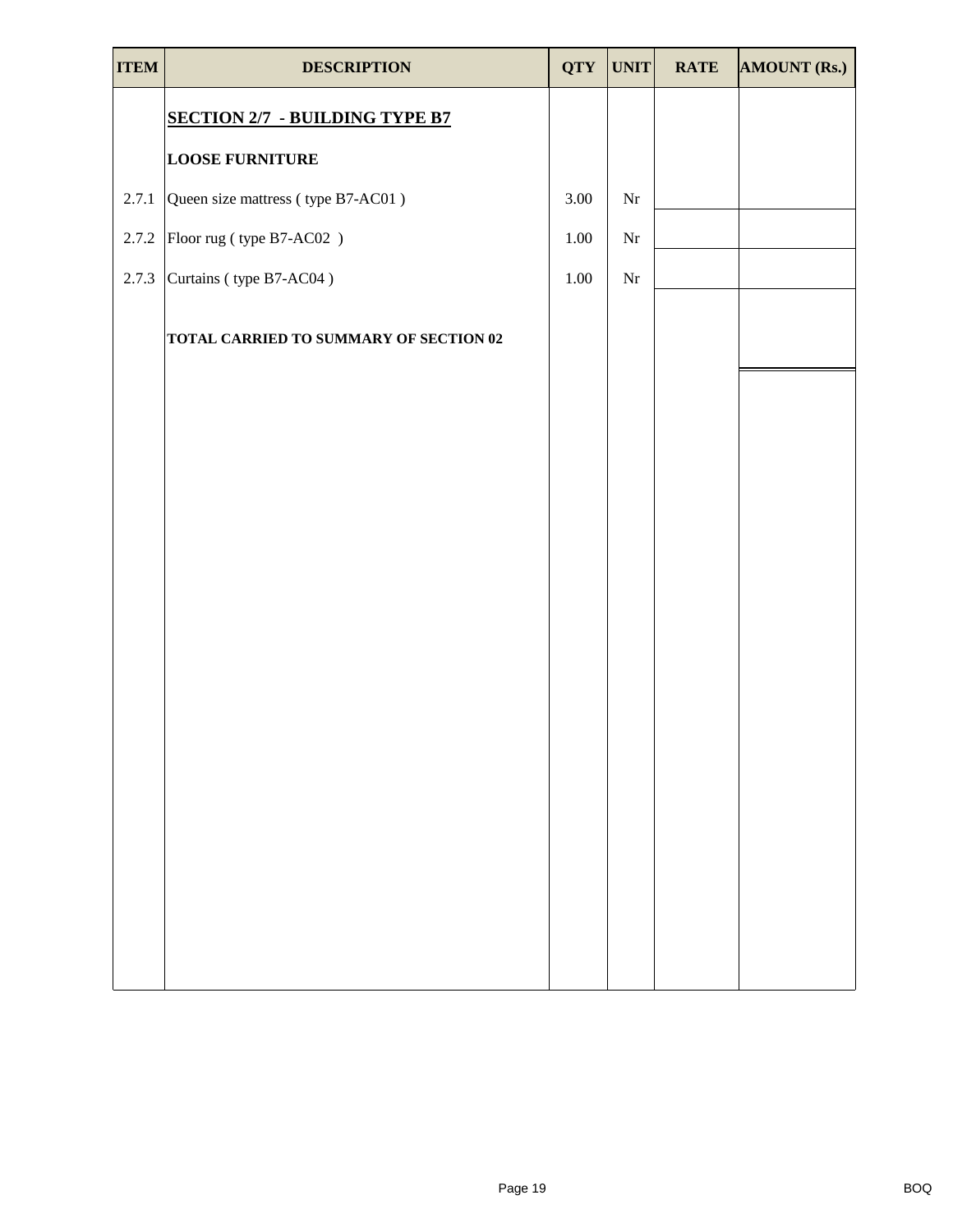| ITEM | DESCRIPTION | QTY | UNIT | RATE | AMOUNT (Rs.) |
|---|---|---|---|---|---|
| | **SECTION 2/7 - BUILDING TYPE B7** | | | | |
| | **LOOSE FURNITURE** | | | | |
| 2.7.1 | Queen size mattress ( type B7-AC01 ) | 3.00 | Nr | | |
| 2.7.2 | Floor rug ( type B7-AC02 ) | 1.00 | Nr | | |
| 2.7.3 | Curtains ( type B7-AC04 ) | 1.00 | Nr | | |
| | **TOTAL CARRIED TO SUMMARY OF SECTION 02** | | | | |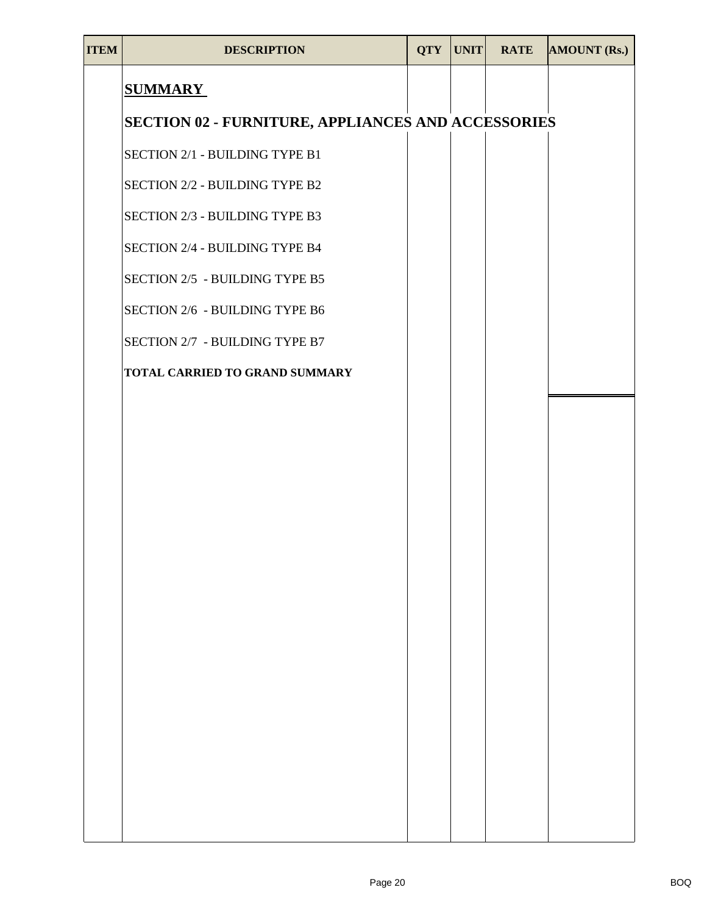| ITEM | DESCRIPTION | QTY | UNIT | RATE | AMOUNT (Rs.) |
|---|---|---|---|---|---|
| | **SUMMARY** | | | | |
| | **SECTION 02 - FURNITURE, APPLIANCES AND ACCESSORIES** | | | | |
| | SECTION 2/1 - BUILDING TYPE B1 | | | | |
| | SECTION 2/2 - BUILDING TYPE B2 | | | | |
| | SECTION 2/3 - BUILDING TYPE B3 | | | | |
| | SECTION 2/4 - BUILDING TYPE B4 | | | | |
| | SECTION 2/5 - BUILDING TYPE B5 | | | | |
| | SECTION 2/6 - BUILDING TYPE B6 | | | | |
| | SECTION 2/7 - BUILDING TYPE B7 | | | | |
| | **TOTAL CARRIED TO GRAND SUMMARY** | | | | |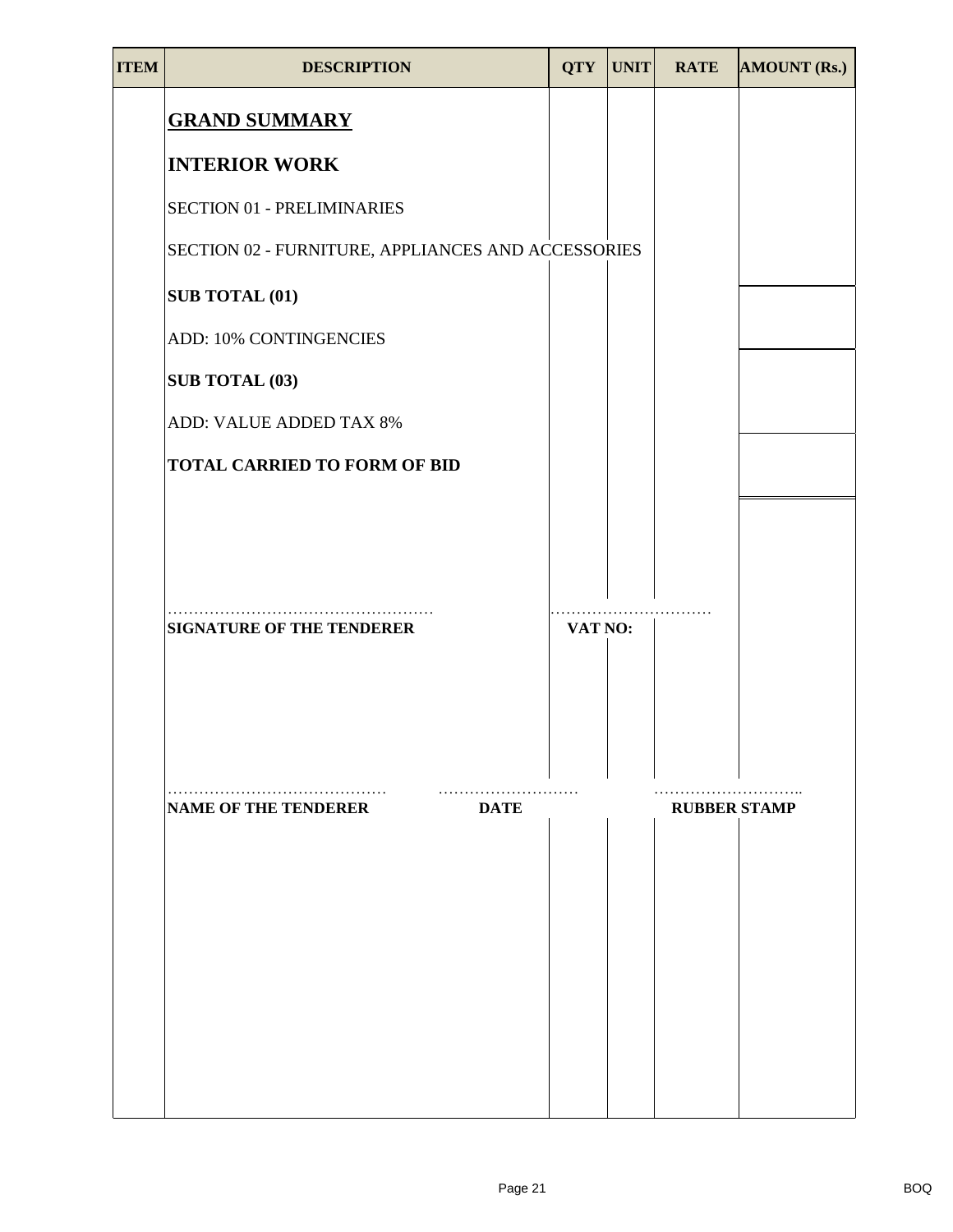| ITEM | DESCRIPTION | QTY | UNIT | RATE | AMOUNT (Rs.) |
|---|---|---|---|---|---|
| | **GRAND SUMMARY** | | | | |
| | **INTERIOR WORK** | | | | |
| | SECTION 01 - PRELIMINARIES | | | | |
| | SECTION 02 - FURNITURE, APPLIANCES AND ACCESSORIES | | | | |
| | **SUB TOTAL (01)** | | | | |
| | ADD: 10% CONTINGENCIES | | | | |
| | **SUB TOTAL (03)** | | | | |
| | ADD: VALUE ADDED TAX 8% | | | | |
| | **TOTAL CARRIED TO FORM OF BID** | | | | |

……………………………………………

**SIGNATURE OF THE TENDERER**

…………………………

**VAT NO:**

……………………………………

**NAME OF THE TENDERER**

………………………

**DATE**

………………………..

**RUBBER STAMP**